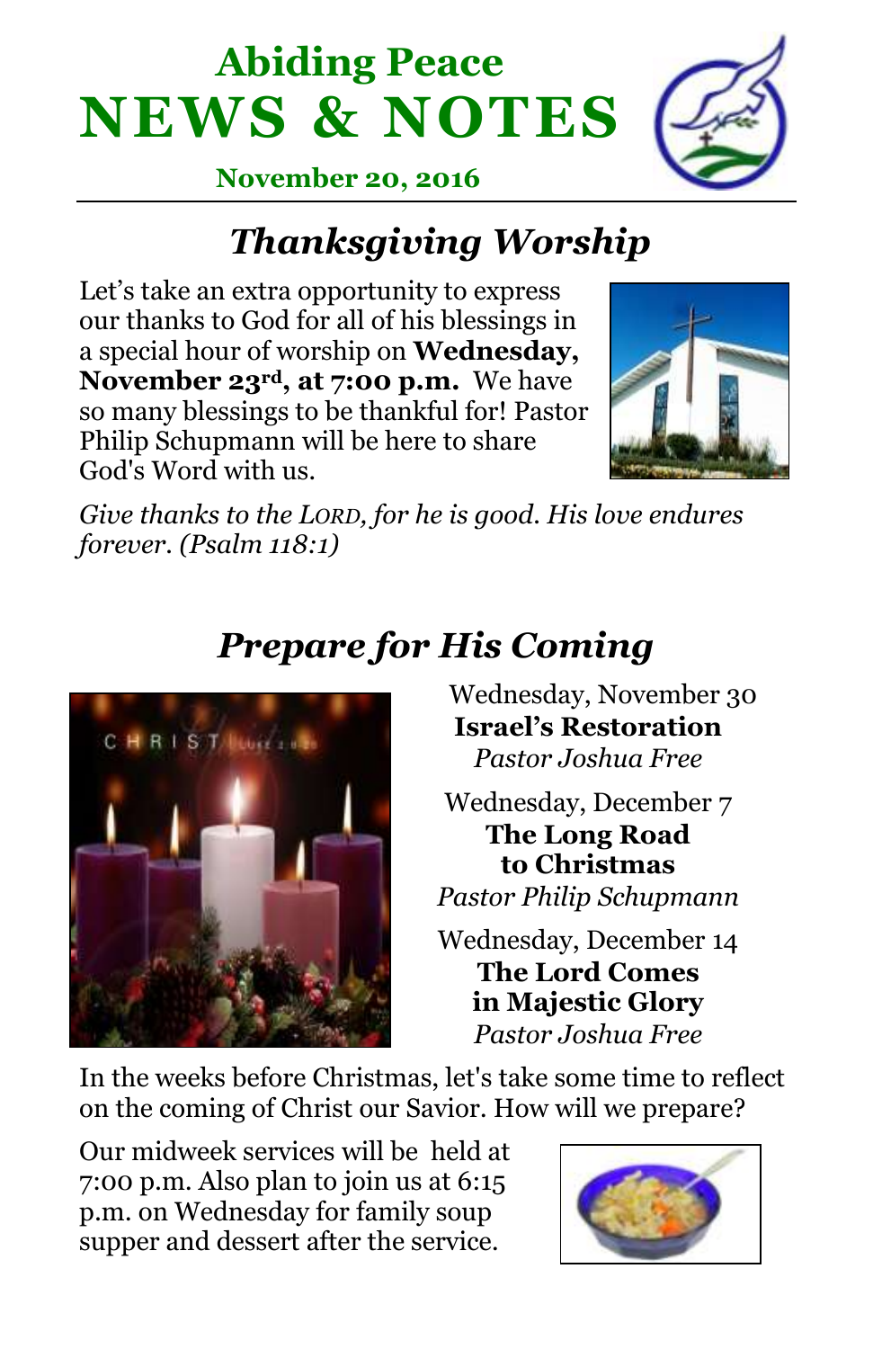# Abiding Peace
# NEWS & NOTES

**November 20, 2016**

## *Thanksgiving Worship*

Let's take an extra opportunity to express our thanks to God for all of his blessings in a special hour of worship on **Wednesday, November 23rd, at 7:00 p.m.** We have so many blessings to be thankful for! Pastor Philip Schupmann will be here to share God's Word with us.

*Give thanks to the LORD, for he is good. His love endures forever. (Psalm 118:1)*

## *Prepare for His Coming*

Wednesday, November 30
**Israel's Restoration**
*Pastor Joshua Free*

Wednesday, December 7
**The Long Road to Christmas**
*Pastor Philip Schupmann*

Wednesday, December 14
**The Lord Comes in Majestic Glory**
*Pastor Joshua Free*

In the weeks before Christmas, let's take some time to reflect on the coming of Christ our Savior. How will we prepare?

Our midweek services will be held at 7:00 p.m. Also plan to join us at 6:15 p.m. on Wednesday for family soup supper and dessert after the service.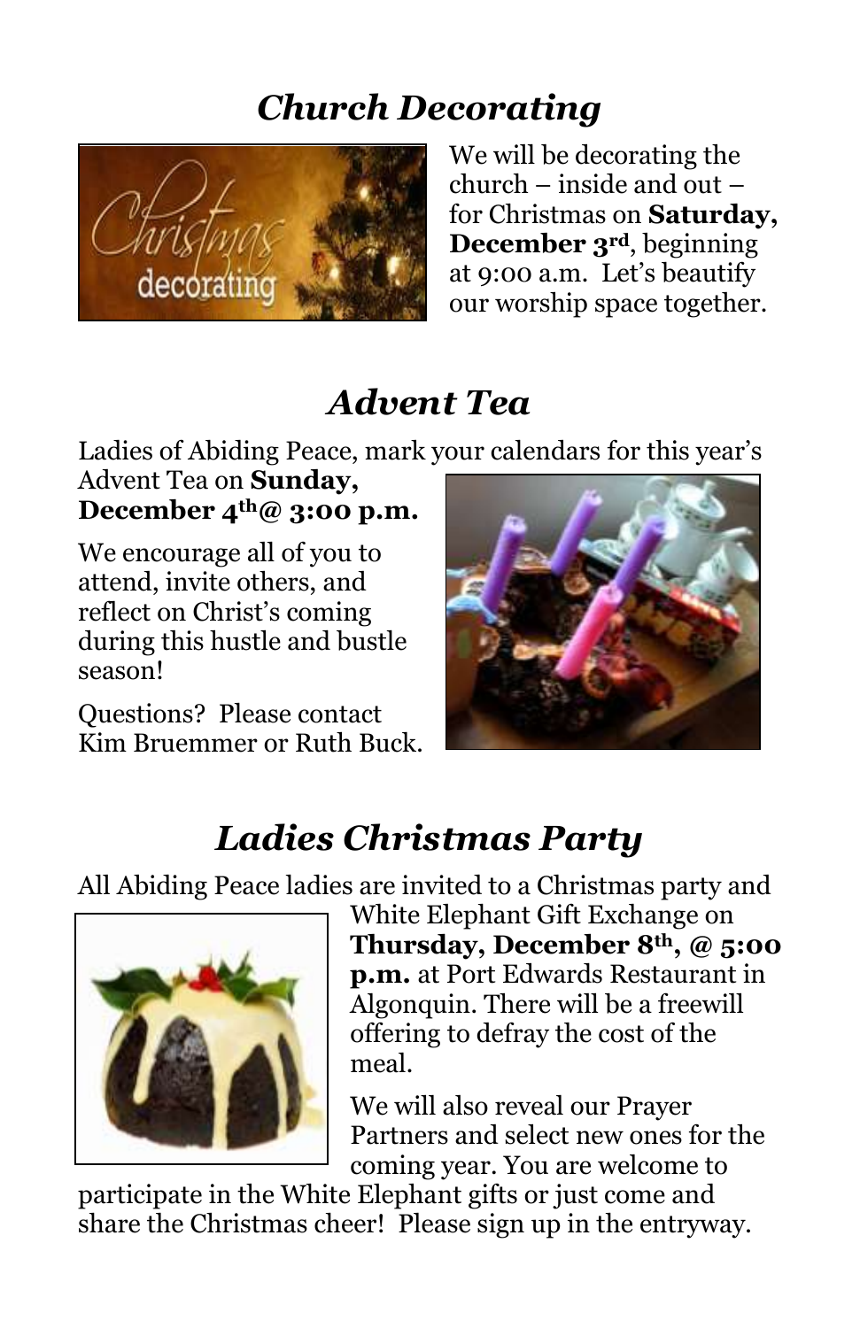## *Church Decorating*

We will be decorating the church – inside and out – for Christmas on **Saturday, December 3rd**, beginning at 9:00 a.m. Let's beautify our worship space together.

## *Advent Tea*

Ladies of Abiding Peace, mark your calendars for this year's Advent Tea on **Sunday, December 4th@ 3:00 p.m.**

We encourage all of you to attend, invite others, and reflect on Christ's coming during this hustle and bustle season!

Questions? Please contact Kim Bruemmer or Ruth Buck.

## *Ladies Christmas Party*

All Abiding Peace ladies are invited to a Christmas party and White Elephant Gift Exchange on **Thursday, December 8th, @ 5:00 p.m.** at Port Edwards Restaurant in Algonquin. There will be a freewill offering to defray the cost of the meal.

We will also reveal our Prayer Partners and select new ones for the coming year. You are welcome to participate in the White Elephant gifts or just come and share the Christmas cheer! Please sign up in the entryway.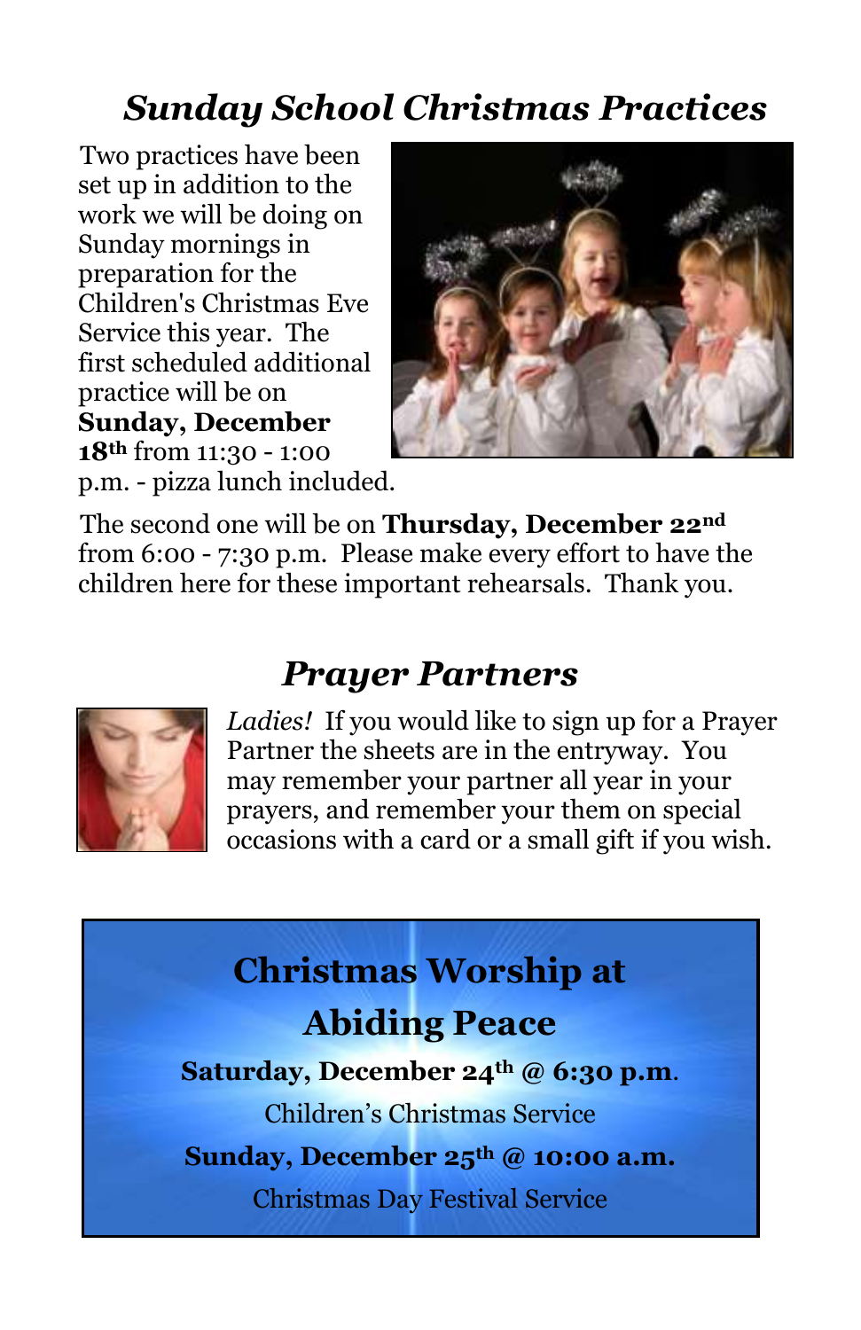## *Sunday School Christmas Practices*

Two practices have been set up in addition to the work we will be doing on Sunday mornings in preparation for the Children's Christmas Eve Service this year. The first scheduled additional practice will be on **Sunday, December 18th** from 11:30 - 1:00 p.m. - pizza lunch included.

The second one will be on **Thursday, December 22nd** from 6:00 - 7:30 p.m. Please make every effort to have the children here for these important rehearsals. Thank you.

## *Prayer Partners*

*Ladies!* If you would like to sign up for a Prayer Partner the sheets are in the entryway. You may remember your partner all year in your prayers, and remember your them on special occasions with a card or a small gift if you wish.

## Christmas Worship at Abiding Peace

**Saturday, December 24th @ 6:30 p.m.**

Children's Christmas Service

**Sunday, December 25th @ 10:00 a.m.**

Christmas Day Festival Service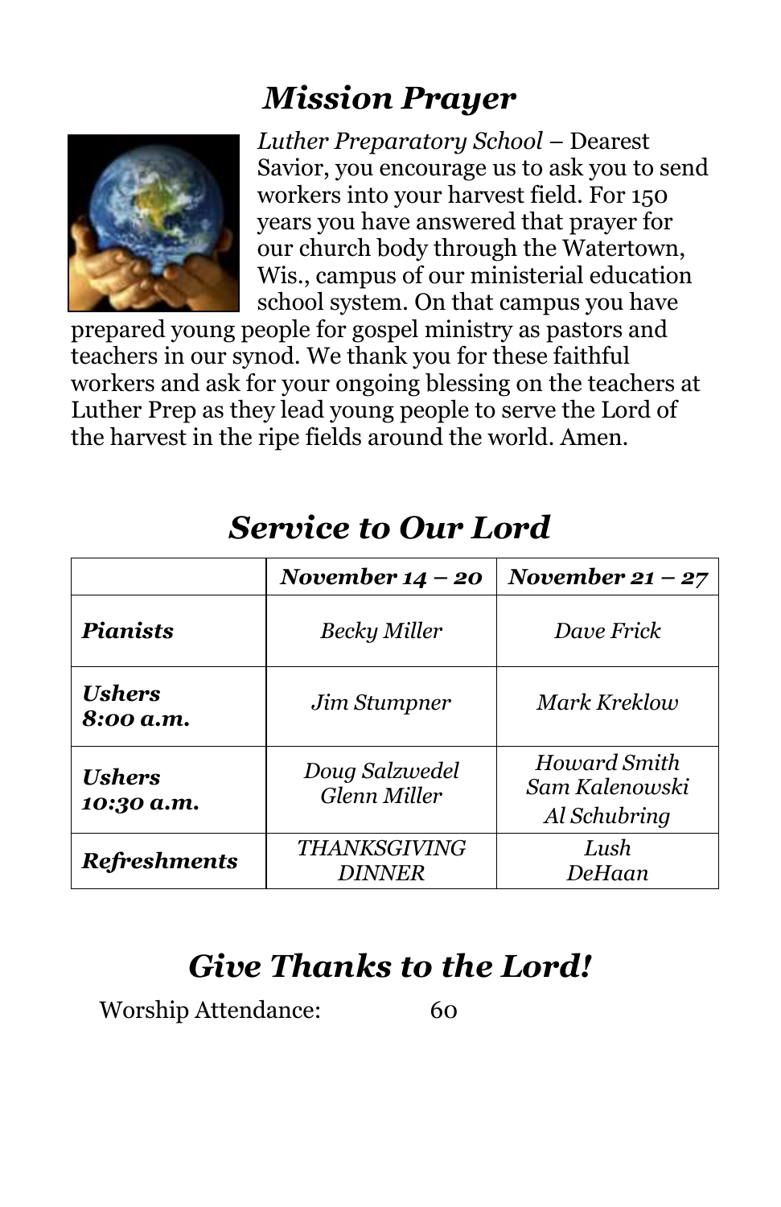## *Mission Prayer*

*Luther Preparatory School* – Dearest Savior, you encourage us to ask you to send workers into your harvest field. For 150 years you have answered that prayer for our church body through the Watertown, Wis., campus of our ministerial education school system. On that campus you have prepared young people for gospel ministry as pastors and teachers in our synod. We thank you for these faithful workers and ask for your ongoing blessing on the teachers at Luther Prep as they lead young people to serve the Lord of the harvest in the ripe fields around the world. Amen.

## *Service to Our Lord*

| | ***November 14 – 20*** | ***November 21 – 27*** |
|---|---|---|
| ***Pianists*** | *Becky Miller* | *Dave Frick* |
| ***Ushers 8:00 a.m.*** | *Jim Stumpner* | *Mark Kreklow* |
| ***Ushers 10:30 a.m.*** | *Doug Salzwedel*<br>*Glenn Miller* | *Howard Smith*<br>*Sam Kalenowski*<br>*Al Schubring* |
| ***Refreshments*** | *THANKSGIVING DINNER* | *Lush*<br>*DeHaan* |

## *Give Thanks to the Lord!*

Worship Attendance: 60